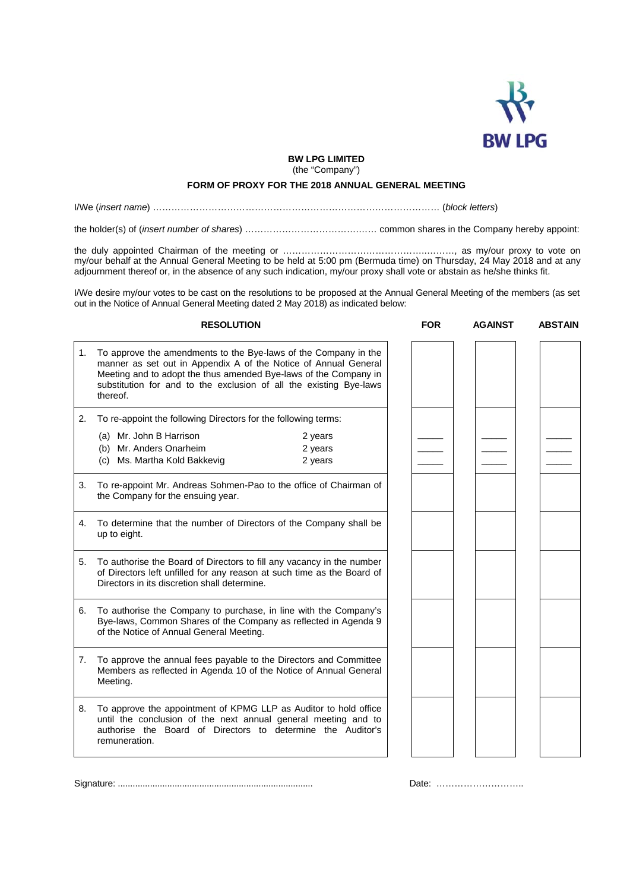**BW LPG LIMITED**
(the "Company")

**FORM OF PROXY FOR THE 2018 ANNUAL GENERAL MEETING**

I/We (*insert name*) …………………………………………………………………………………… (*block letters*)

the holder(s) of (*insert number of shares*) …………………………………… common shares in the Company hereby appoint:

the duly appointed Chairman of the meeting or ………………………………………………, as my/our proxy to vote on my/our behalf at the Annual General Meeting to be held at 5:00 pm (Bermuda time) on Thursday, 24 May 2018 and at any adjournment thereof or, in the absence of any such indication, my/our proxy shall vote or abstain as he/she thinks fit.

I/We desire my/our votes to be cast on the resolutions to be proposed at the Annual General Meeting of the members (as set out in the Notice of Annual General Meeting dated 2 May 2018) as indicated below:

| RESOLUTION | FOR | AGAINST | ABSTAIN |
|---|---|---|---|
| 1. To approve the amendments to the Bye-laws of the Company in the manner as set out in Appendix A of the Notice of Annual General Meeting and to adopt the thus amended Bye-laws of the Company in substitution for and to the exclusion of all the existing Bye-laws thereof. | | | |
| 2. To re-appoint the following Directors for the following terms: | | | |
| (a) Mr. John B Harrison — 2 years | _____ | _____ | _____ |
| (b) Mr. Anders Onarheim — 2 years | _____ | _____ | _____ |
| (c) Ms. Martha Kold Bakkevig — 2 years | _____ | _____ | _____ |
| 3. To re-appoint Mr. Andreas Sohmen-Pao to the office of Chairman of the Company for the ensuing year. | | | |
| 4. To determine that the number of Directors of the Company shall be up to eight. | | | |
| 5. To authorise the Board of Directors to fill any vacancy in the number of Directors left unfilled for any reason at such time as the Board of Directors in its discretion shall determine. | | | |
| 6. To authorise the Company to purchase, in line with the Company's Bye-laws, Common Shares of the Company as reflected in Agenda 9 of the Notice of Annual General Meeting. | | | |
| 7. To approve the annual fees payable to the Directors and Committee Members as reflected in Agenda 10 of the Notice of Annual General Meeting. | | | |
| 8. To approve the appointment of KPMG LLP as Auditor to hold office until the conclusion of the next annual general meeting and to authorise the Board of Directors to determine the Auditor's remuneration. | | | |

Signature: ..............................................................................

Date: ………………………..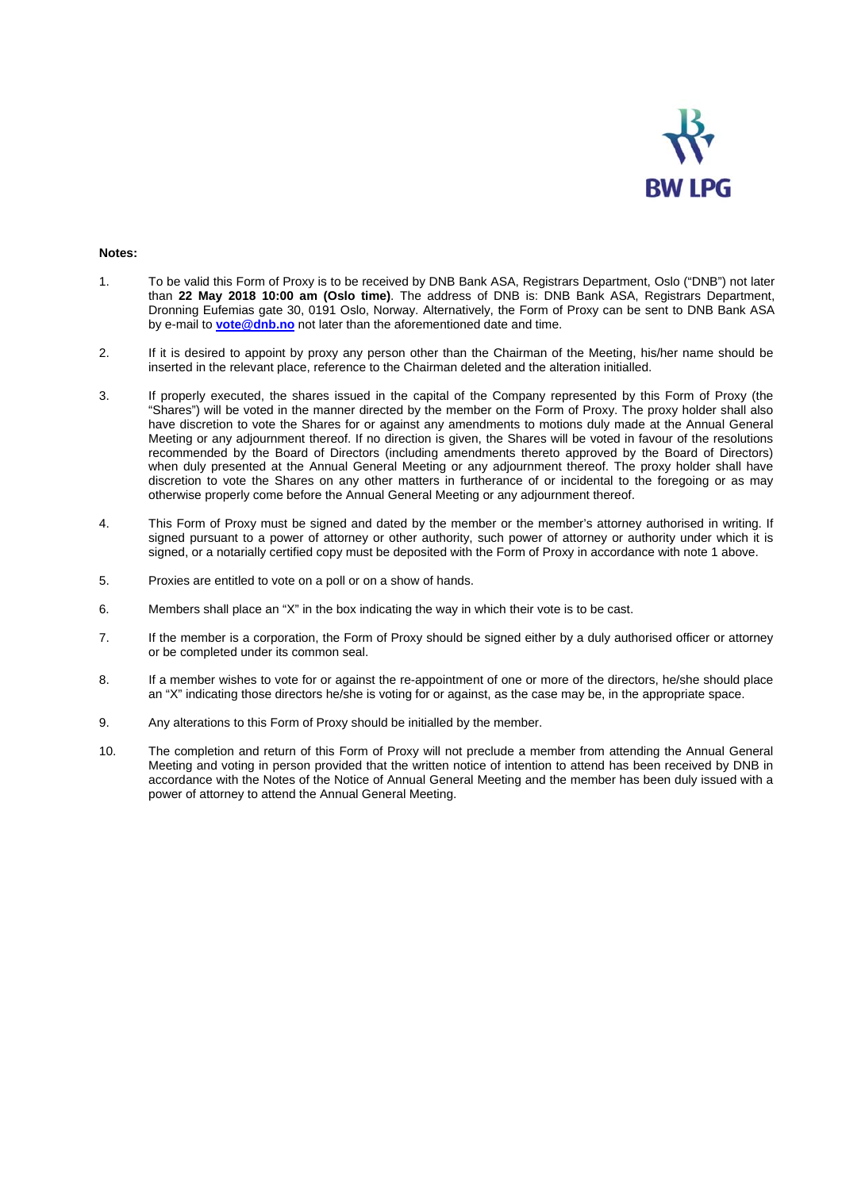**Notes:**

1. To be valid this Form of Proxy is to be received by DNB Bank ASA, Registrars Department, Oslo ("DNB") not later than **22 May 2018 10:00 am (Oslo time)**. The address of DNB is: DNB Bank ASA, Registrars Department, Dronning Eufemias gate 30, 0191 Oslo, Norway. Alternatively, the Form of Proxy can be sent to DNB Bank ASA by e-mail to **vote@dnb.no** not later than the aforementioned date and time.

2. If it is desired to appoint by proxy any person other than the Chairman of the Meeting, his/her name should be inserted in the relevant place, reference to the Chairman deleted and the alteration initialled.

3. If properly executed, the shares issued in the capital of the Company represented by this Form of Proxy (the "Shares") will be voted in the manner directed by the member on the Form of Proxy. The proxy holder shall also have discretion to vote the Shares for or against any amendments to motions duly made at the Annual General Meeting or any adjournment thereof. If no direction is given, the Shares will be voted in favour of the resolutions recommended by the Board of Directors (including amendments thereto approved by the Board of Directors) when duly presented at the Annual General Meeting or any adjournment thereof. The proxy holder shall have discretion to vote the Shares on any other matters in furtherance of or incidental to the foregoing or as may otherwise properly come before the Annual General Meeting or any adjournment thereof.

4. This Form of Proxy must be signed and dated by the member or the member's attorney authorised in writing. If signed pursuant to a power of attorney or other authority, such power of attorney or authority under which it is signed, or a notarially certified copy must be deposited with the Form of Proxy in accordance with note 1 above.

5. Proxies are entitled to vote on a poll or on a show of hands.

6. Members shall place an "X" in the box indicating the way in which their vote is to be cast.

7. If the member is a corporation, the Form of Proxy should be signed either by a duly authorised officer or attorney or be completed under its common seal.

8. If a member wishes to vote for or against the re-appointment of one or more of the directors, he/she should place an "X" indicating those directors he/she is voting for or against, as the case may be, in the appropriate space.

9. Any alterations to this Form of Proxy should be initialled by the member.

10. The completion and return of this Form of Proxy will not preclude a member from attending the Annual General Meeting and voting in person provided that the written notice of intention to attend has been received by DNB in accordance with the Notes of the Notice of Annual General Meeting and the member has been duly issued with a power of attorney to attend the Annual General Meeting.